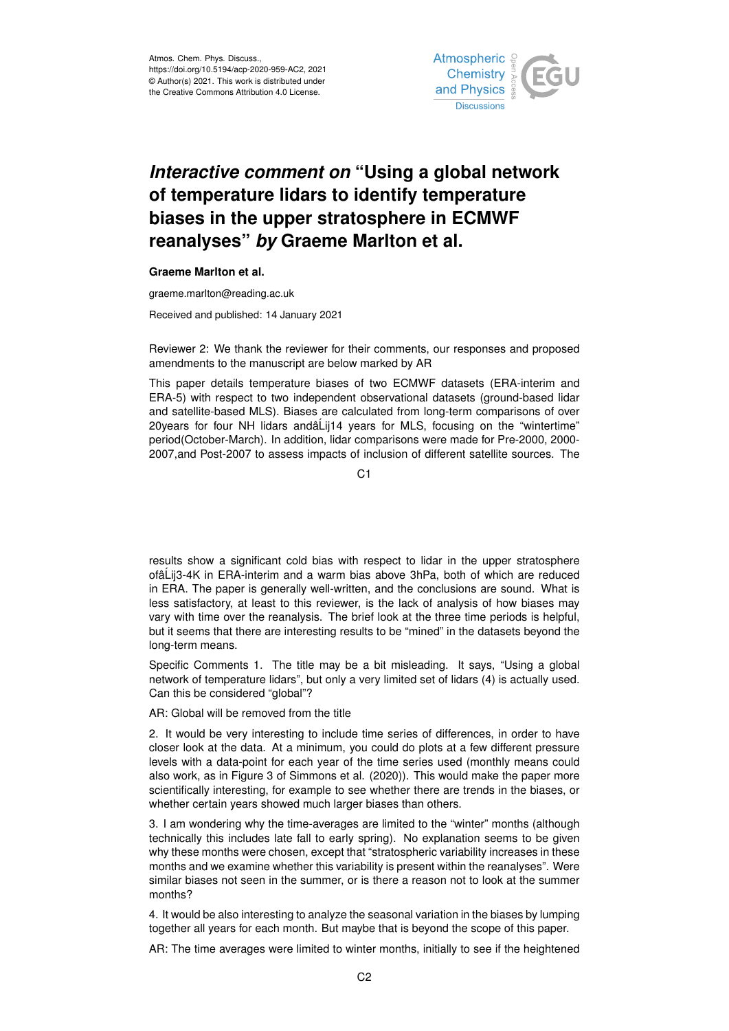Atmos. Chem. Phys. Discuss.,
https://doi.org/10.5194/acp-2020-959-AC2, 2021
© Author(s) 2021. This work is distributed under
the Creative Commons Attribution 4.0 License.

# *Interactive comment on* "Using a global network of temperature lidars to identify temperature biases in the upper stratosphere in ECMWF reanalyses" *by* Graeme Marlton et al.

**Graeme Marlton et al.**

graeme.marlton@reading.ac.uk

Received and published: 14 January 2021

Reviewer 2: We thank the reviewer for their comments, our responses and proposed amendments to the manuscript are below marked by AR

This paper details temperature biases of two ECMWF datasets (ERA-interim and ERA-5) with respect to two independent observational datasets (ground-based lidar and satellite-based MLS). Biases are calculated from long-term comparisons of over 20years for four NH lidars andâĹij14 years for MLS, focusing on the "wintertime" period(October-March). In addition, lidar comparisons were made for Pre-2000, 2000-2007,and Post-2007 to assess impacts of inclusion of different satellite sources. The results show a significant cold bias with respect to lidar in the upper stratosphere ofâĹij3-4K in ERA-interim and a warm bias above 3hPa, both of which are reduced in ERA. The paper is generally well-written, and the conclusions are sound. What is less satisfactory, at least to this reviewer, is the lack of analysis of how biases may vary with time over the reanalysis. The brief look at the three time periods is helpful, but it seems that there are interesting results to be "mined" in the datasets beyond the long-term means.

Specific Comments 1. The title may be a bit misleading. It says, "Using a global network of temperature lidars", but only a very limited set of lidars (4) is actually used. Can this be considered "global"?

AR: Global will be removed from the title

2. It would be very interesting to include time series of differences, in order to have closer look at the data. At a minimum, you could do plots at a few different pressure levels with a data-point for each year of the time series used (monthly means could also work, as in Figure 3 of Simmons et al. (2020)). This would make the paper more scientifically interesting, for example to see whether there are trends in the biases, or whether certain years showed much larger biases than others.

3. I am wondering why the time-averages are limited to the "winter" months (although technically this includes late fall to early spring). No explanation seems to be given why these months were chosen, except that "stratospheric variability increases in these months and we examine whether this variability is present within the reanalyses". Were similar biases not seen in the summer, or is there a reason not to look at the summer months?

4. It would be also interesting to analyze the seasonal variation in the biases by lumping together all years for each month. But maybe that is beyond the scope of this paper.

AR: The time averages were limited to winter months, initially to see if the heightened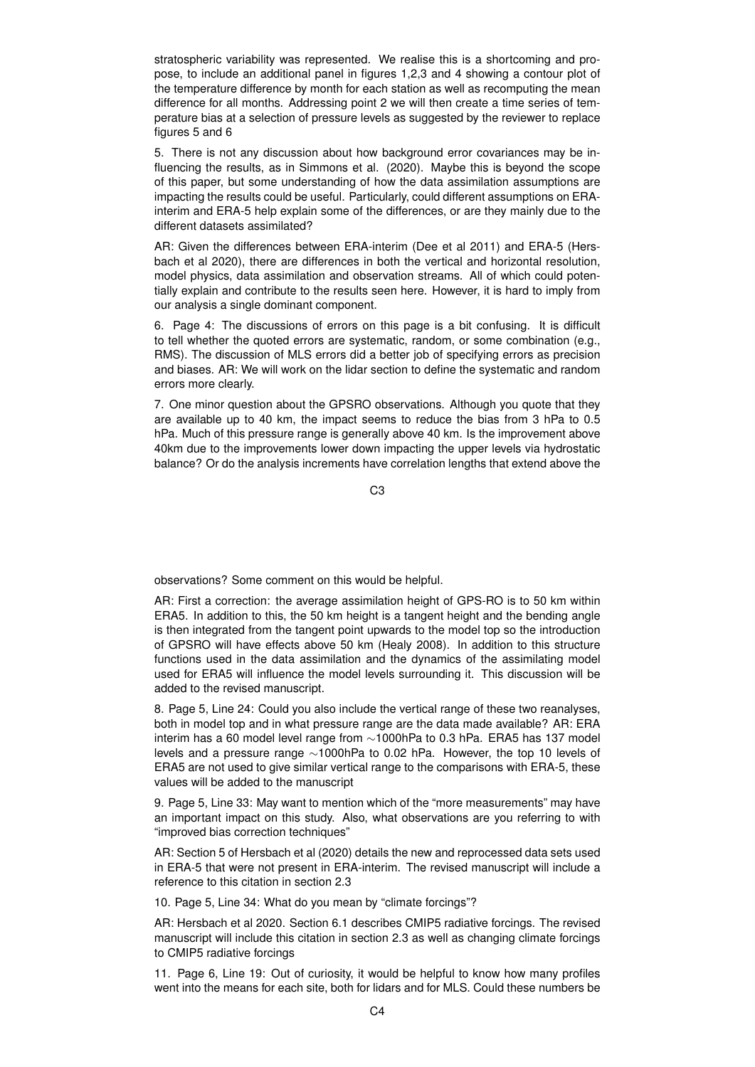stratospheric variability was represented. We realise this is a shortcoming and propose, to include an additional panel in figures 1,2,3 and 4 showing a contour plot of the temperature difference by month for each station as well as recomputing the mean difference for all months. Addressing point 2 we will then create a time series of temperature bias at a selection of pressure levels as suggested by the reviewer to replace figures 5 and 6

5. There is not any discussion about how background error covariances may be influencing the results, as in Simmons et al. (2020). Maybe this is beyond the scope of this paper, but some understanding of how the data assimilation assumptions are impacting the results could be useful. Particularly, could different assumptions on ERA-interim and ERA-5 help explain some of the differences, or are they mainly due to the different datasets assimilated?

AR: Given the differences between ERA-interim (Dee et al 2011) and ERA-5 (Hersbach et al 2020), there are differences in both the vertical and horizontal resolution, model physics, data assimilation and observation streams. All of which could potentially explain and contribute to the results seen here. However, it is hard to imply from our analysis a single dominant component.

6. Page 4: The discussions of errors on this page is a bit confusing. It is difficult to tell whether the quoted errors are systematic, random, or some combination (e.g., RMS). The discussion of MLS errors did a better job of specifying errors as precision and biases. AR: We will work on the lidar section to define the systematic and random errors more clearly.

7. One minor question about the GPSRO observations. Although you quote that they are available up to 40 km, the impact seems to reduce the bias from 3 hPa to 0.5 hPa. Much of this pressure range is generally above 40 km. Is the improvement above 40km due to the improvements lower down impacting the upper levels via hydrostatic balance? Or do the analysis increments have correlation lengths that extend above the observations? Some comment on this would be helpful.

AR: First a correction: the average assimilation height of GPS-RO is to 50 km within ERA5. In addition to this, the 50 km height is a tangent height and the bending angle is then integrated from the tangent point upwards to the model top so the introduction of GPSRO will have effects above 50 km (Healy 2008). In addition to this structure functions used in the data assimilation and the dynamics of the assimilating model used for ERA5 will influence the model levels surrounding it. This discussion will be added to the revised manuscript.

8. Page 5, Line 24: Could you also include the vertical range of these two reanalyses, both in model top and in what pressure range are the data made available? AR: ERA interim has a 60 model level range from ∼1000hPa to 0.3 hPa. ERA5 has 137 model levels and a pressure range ∼1000hPa to 0.02 hPa. However, the top 10 levels of ERA5 are not used to give similar vertical range to the comparisons with ERA-5, these values will be added to the manuscript

9. Page 5, Line 33: May want to mention which of the "more measurements" may have an important impact on this study. Also, what observations are you referring to with "improved bias correction techniques"

AR: Section 5 of Hersbach et al (2020) details the new and reprocessed data sets used in ERA-5 that were not present in ERA-interim. The revised manuscript will include a reference to this citation in section 2.3

10. Page 5, Line 34: What do you mean by "climate forcings"?

AR: Hersbach et al 2020. Section 6.1 describes CMIP5 radiative forcings. The revised manuscript will include this citation in section 2.3 as well as changing climate forcings to CMIP5 radiative forcings

11. Page 6, Line 19: Out of curiosity, it would be helpful to know how many profiles went into the means for each site, both for lidars and for MLS. Could these numbers be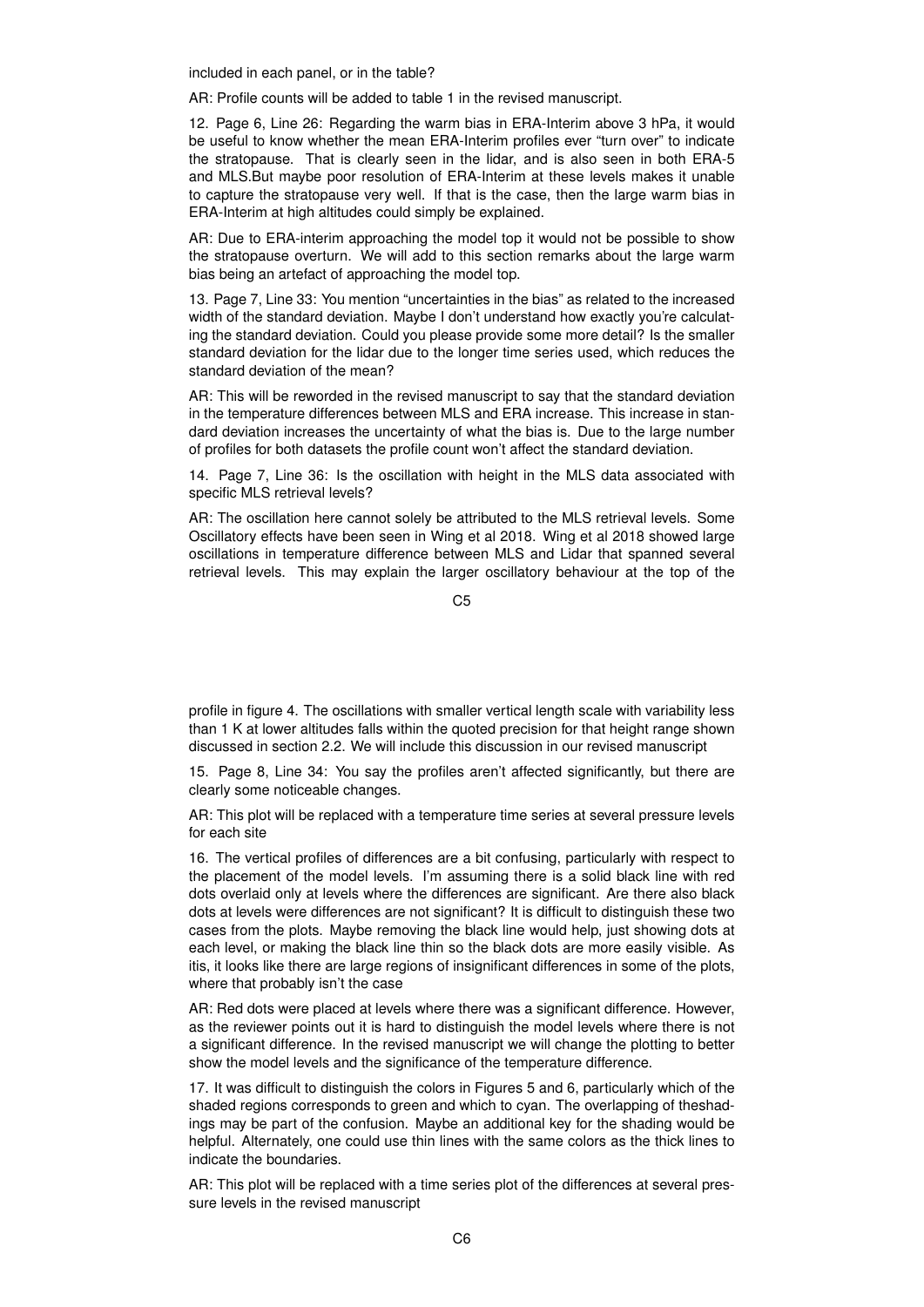included in each panel, or in the table?

AR: Profile counts will be added to table 1 in the revised manuscript.

12. Page 6, Line 26: Regarding the warm bias in ERA-Interim above 3 hPa, it would be useful to know whether the mean ERA-Interim profiles ever "turn over" to indicate the stratopause. That is clearly seen in the lidar, and is also seen in both ERA-5 and MLS.But maybe poor resolution of ERA-Interim at these levels makes it unable to capture the stratopause very well. If that is the case, then the large warm bias in ERA-Interim at high altitudes could simply be explained.

AR: Due to ERA-interim approaching the model top it would not be possible to show the stratopause overturn. We will add to this section remarks about the large warm bias being an artefact of approaching the model top.

13. Page 7, Line 33: You mention "uncertainties in the bias" as related to the increased width of the standard deviation. Maybe I don't understand how exactly you're calculating the standard deviation. Could you please provide some more detail? Is the smaller standard deviation for the lidar due to the longer time series used, which reduces the standard deviation of the mean?

AR: This will be reworded in the revised manuscript to say that the standard deviation in the temperature differences between MLS and ERA increase. This increase in standard deviation increases the uncertainty of what the bias is. Due to the large number of profiles for both datasets the profile count won't affect the standard deviation.

14. Page 7, Line 36: Is the oscillation with height in the MLS data associated with specific MLS retrieval levels?

AR: The oscillation here cannot solely be attributed to the MLS retrieval levels. Some Oscillatory effects have been seen in Wing et al 2018. Wing et al 2018 showed large oscillations in temperature difference between MLS and Lidar that spanned several retrieval levels. This may explain the larger oscillatory behaviour at the top of the profile in figure 4. The oscillations with smaller vertical length scale with variability less than 1 K at lower altitudes falls within the quoted precision for that height range shown discussed in section 2.2. We will include this discussion in our revised manuscript

15. Page 8, Line 34: You say the profiles aren't affected significantly, but there are clearly some noticeable changes.

AR: This plot will be replaced with a temperature time series at several pressure levels for each site

16. The vertical profiles of differences are a bit confusing, particularly with respect to the placement of the model levels. I'm assuming there is a solid black line with red dots overlaid only at levels where the differences are significant. Are there also black dots at levels were differences are not significant? It is difficult to distinguish these two cases from the plots. Maybe removing the black line would help, just showing dots at each level, or making the black line thin so the black dots are more easily visible. As itis, it looks like there are large regions of insignificant differences in some of the plots, where that probably isn't the case

AR: Red dots were placed at levels where there was a significant difference. However, as the reviewer points out it is hard to distinguish the model levels where there is not a significant difference. In the revised manuscript we will change the plotting to better show the model levels and the significance of the temperature difference.

17. It was difficult to distinguish the colors in Figures 5 and 6, particularly which of the shaded regions corresponds to green and which to cyan. The overlapping of theshadings may be part of the confusion. Maybe an additional key for the shading would be helpful. Alternately, one could use thin lines with the same colors as the thick lines to indicate the boundaries.

AR: This plot will be replaced with a time series plot of the differences at several pressure levels in the revised manuscript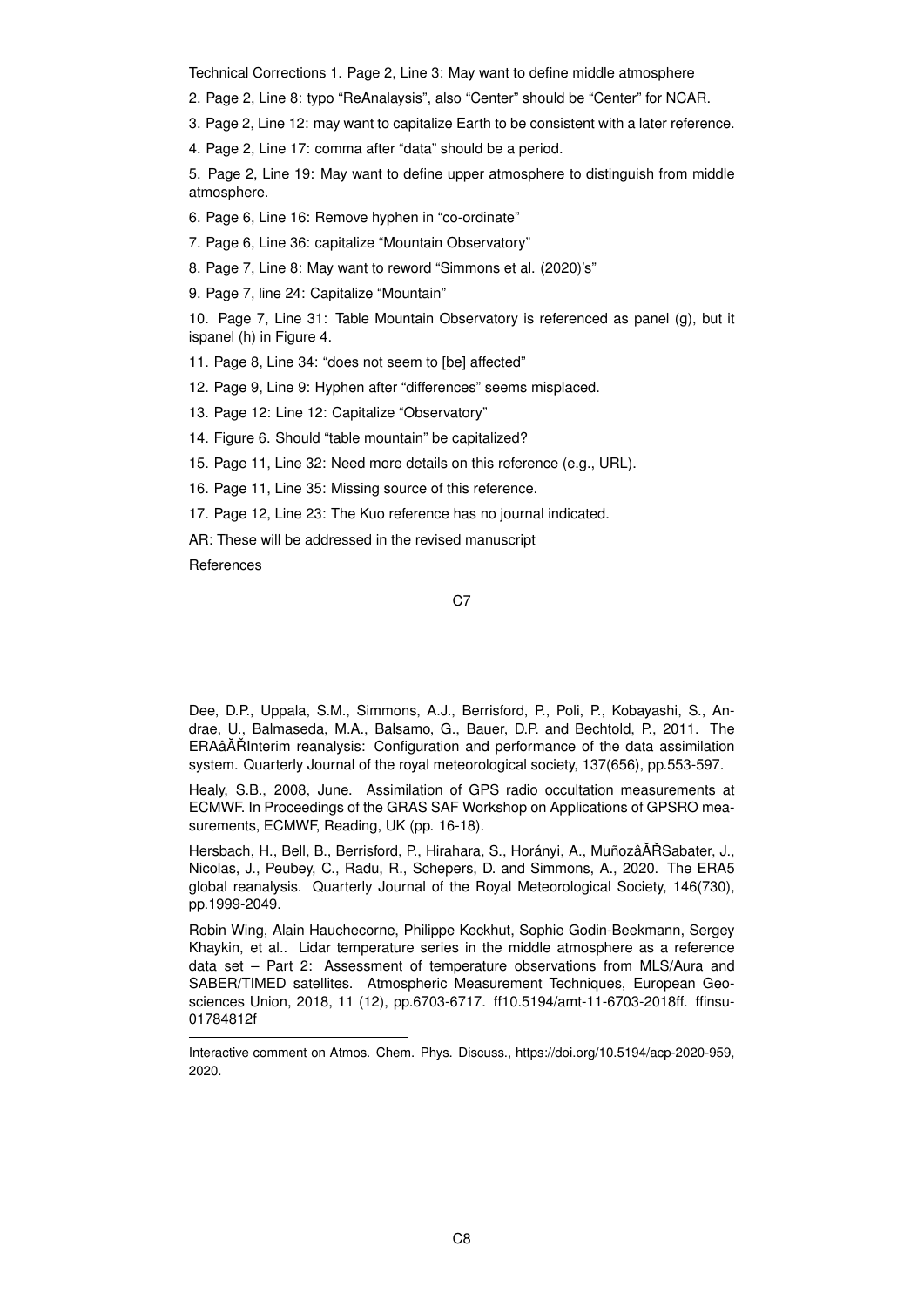Technical Corrections 1. Page 2, Line 3: May want to define middle atmosphere

2. Page 2, Line 8: typo "ReAnalaysis", also "Center" should be "Center" for NCAR.

3. Page 2, Line 12: may want to capitalize Earth to be consistent with a later reference.

4. Page 2, Line 17: comma after "data" should be a period.

5. Page 2, Line 19: May want to define upper atmosphere to distinguish from middle atmosphere.

6. Page 6, Line 16: Remove hyphen in "co-ordinate"

7. Page 6, Line 36: capitalize "Mountain Observatory"

8. Page 7, Line 8: May want to reword "Simmons et al. (2020)'s"

9. Page 7, line 24: Capitalize "Mountain"

10. Page 7, Line 31: Table Mountain Observatory is referenced as panel (g), but it ispanel (h) in Figure 4.

11. Page 8, Line 34: "does not seem to [be] affected"

12. Page 9, Line 9: Hyphen after "differences" seems misplaced.

13. Page 12: Line 12: Capitalize "Observatory"

14. Figure 6. Should "table mountain" be capitalized?

15. Page 11, Line 32: Need more details on this reference (e.g., URL).

16. Page 11, Line 35: Missing source of this reference.

17. Page 12, Line 23: The Kuo reference has no journal indicated.

AR: These will be addressed in the revised manuscript

References

Dee, D.P., Uppala, S.M., Simmons, A.J., Berrisford, P., Poli, P., Kobayashi, S., Andrae, U., Balmaseda, M.A., Balsamo, G., Bauer, D.P. and Bechtold, P., 2011. The ERAâĂŘInterim reanalysis: Configuration and performance of the data assimilation system. Quarterly Journal of the royal meteorological society, 137(656), pp.553-597.

Healy, S.B., 2008, June. Assimilation of GPS radio occultation measurements at ECMWF. In Proceedings of the GRAS SAF Workshop on Applications of GPSRO measurements, ECMWF, Reading, UK (pp. 16-18).

Hersbach, H., Bell, B., Berrisford, P., Hirahara, S., Horányi, A., MuñozâĂŘSabater, J., Nicolas, J., Peubey, C., Radu, R., Schepers, D. and Simmons, A., 2020. The ERA5 global reanalysis. Quarterly Journal of the Royal Meteorological Society, 146(730), pp.1999-2049.

Robin Wing, Alain Hauchecorne, Philippe Keckhut, Sophie Godin-Beekmann, Sergey Khaykin, et al.. Lidar temperature series in the middle atmosphere as a reference data set – Part 2: Assessment of temperature observations from MLS/Aura and SABER/TIMED satellites. Atmospheric Measurement Techniques, European Geosciences Union, 2018, 11 (12), pp.6703-6717. ff10.5194/amt-11-6703-2018ff. ffinsu-01784812f

---

Interactive comment on Atmos. Chem. Phys. Discuss., https://doi.org/10.5194/acp-2020-959, 2020.